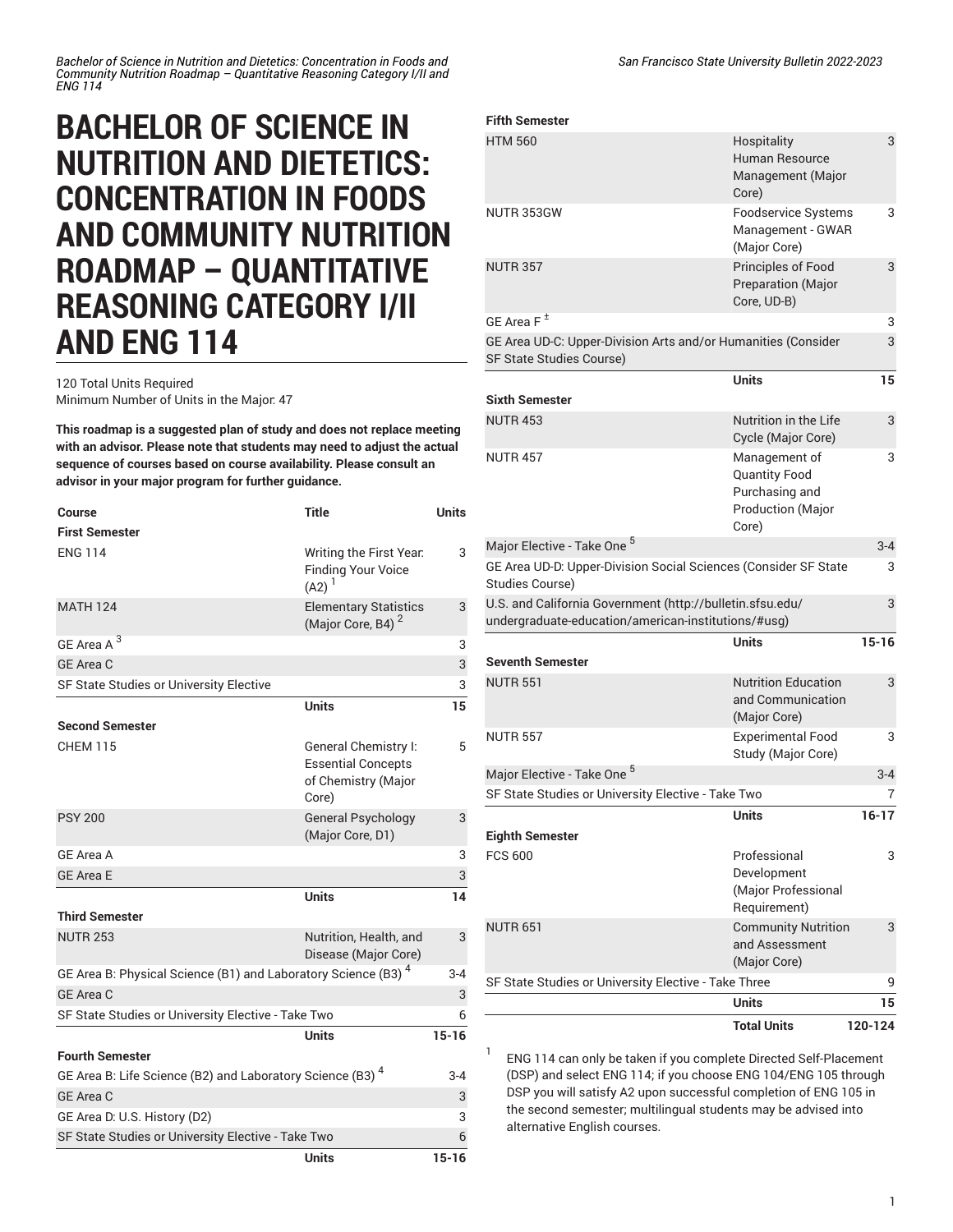# BACHELOR OF SCIENCE IN NUTRITION AND DIETETICS: CONCENTRATION IN FOODS AND COMMUNITY NUTRITION ROADMAP – QUANTITATIVE REASONING CATEGORY I/II AND ENG 114

120 Total Units Required
Minimum Number of Units in the Major: 47

**This roadmap is a suggested plan of study and does not replace meeting with an advisor. Please note that students may need to adjust the actual sequence of courses based on course availability. Please consult an advisor in your major program for further guidance.**

| Course | Title | Units |
|---|---|---|
| **First Semester** | | |
| ENG 114 | Writing the First Year: Finding Your Voice (A2) [1] | 3 |
| MATH 124 | Elementary Statistics (Major Core, B4) [2] | 3 |
| GE Area A [3] | | 3 |
| GE Area C | | 3 |
| SF State Studies or University Elective | | 3 |
| | **Units** | **15** |
| **Second Semester** | | |
| CHEM 115 | General Chemistry I: Essential Concepts of Chemistry (Major Core) | 5 |
| PSY 200 | General Psychology (Major Core, D1) | 3 |
| GE Area A | | 3 |
| GE Area E | | 3 |
| | **Units** | **14** |
| **Third Semester** | | |
| NUTR 253 | Nutrition, Health, and Disease (Major Core) | 3 |
| GE Area B: Physical Science (B1) and Laboratory Science (B3) [4] | | 3-4 |
| GE Area C | | 3 |
| SF State Studies or University Elective - Take Two | | 6 |
| | **Units** | **15-16** |
| **Fourth Semester** | | |
| GE Area B: Life Science (B2) and Laboratory Science (B3) [4] | | 3-4 |
| GE Area C | | 3 |
| GE Area D: U.S. History (D2) | | 3 |
| SF State Studies or University Elective - Take Two | | 6 |
| | **Units** | **15-16** |
| **Fifth Semester** | | |
| HTM 560 | Hospitality Human Resource Management (Major Core) | 3 |
| NUTR 353GW | Foodservice Systems Management - GWAR (Major Core) | 3 |
| NUTR 357 | Principles of Food Preparation (Major Core, UD-B) | 3 |
| GE Area F ± | | 3 |
| GE Area UD-C: Upper-Division Arts and/or Humanities (Consider SF State Studies Course) | | 3 |
| | **Units** | **15** |
| **Sixth Semester** | | |
| NUTR 453 | Nutrition in the Life Cycle (Major Core) | 3 |
| NUTR 457 | Management of Quantity Food Purchasing and Production (Major Core) | 3 |
| Major Elective - Take One [5] | | 3-4 |
| GE Area UD-D: Upper-Division Social Sciences (Consider SF State Studies Course) | | 3 |
| U.S. and California Government (http://bulletin.sfsu.edu/undergraduate-education/american-institutions/#usg) | | 3 |
| | **Units** | **15-16** |
| **Seventh Semester** | | |
| NUTR 551 | Nutrition Education and Communication (Major Core) | 3 |
| NUTR 557 | Experimental Food Study (Major Core) | 3 |
| Major Elective - Take One [5] | | 3-4 |
| SF State Studies or University Elective - Take Two | | 7 |
| | **Units** | **16-17** |
| **Eighth Semester** | | |
| FCS 600 | Professional Development (Major Professional Requirement) | 3 |
| NUTR 651 | Community Nutrition and Assessment (Major Core) | 3 |
| SF State Studies or University Elective - Take Three | | 9 |
| | **Units** | **15** |
| | **Total Units** | **120-124** |

1. ENG 114 can only be taken if you complete Directed Self-Placement (DSP) and select ENG 114; if you choose ENG 104/ENG 105 through DSP you will satisfy A2 upon successful completion of ENG 105 in the second semester; multilingual students may be advised into alternative English courses.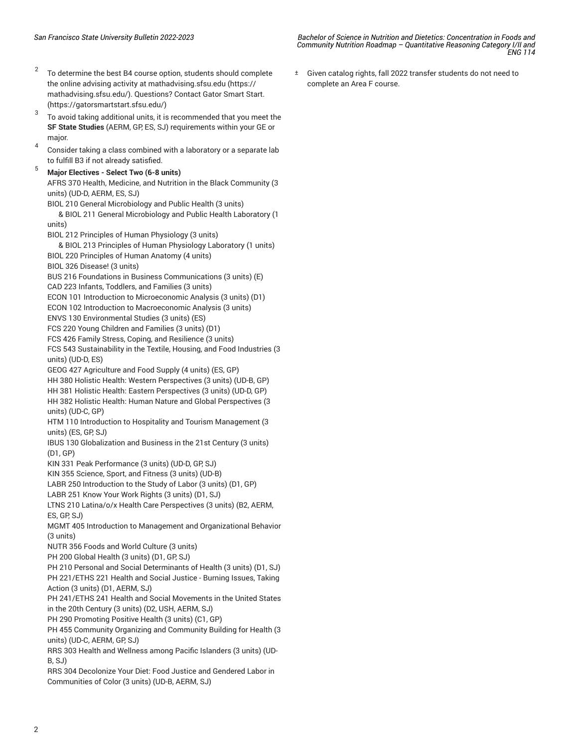[2] To determine the best B4 course option, students should complete the online advising activity at mathadvising.sfsu.edu (https://mathadvising.sfsu.edu/). Questions? Contact Gator Smart Start. (https://gatorsmartstart.sfsu.edu/)

[3] To avoid taking additional units, it is recommended that you meet the **SF State Studies** (AERM, GP, ES, SJ) requirements within your GE or major.

[4] Consider taking a class combined with a laboratory or a separate lab to fulfill B3 if not already satisfied.

[5] **Major Electives - Select Two (6-8 units)**

AFRS 370 Health, Medicine, and Nutrition in the Black Community (3 units) (UD-D, AERM, ES, SJ)
BIOL 210 General Microbiology and Public Health (3 units)
& BIOL 211 General Microbiology and Public Health Laboratory (1 units)
BIOL 212 Principles of Human Physiology (3 units)
& BIOL 213 Principles of Human Physiology Laboratory (1 units)
BIOL 220 Principles of Human Anatomy (4 units)
BIOL 326 Disease! (3 units)
BUS 216 Foundations in Business Communications (3 units) (E)
CAD 223 Infants, Toddlers, and Families (3 units)
ECON 101 Introduction to Microeconomic Analysis (3 units) (D1)
ECON 102 Introduction to Macroeconomic Analysis (3 units)
ENVS 130 Environmental Studies (3 units) (ES)
FCS 220 Young Children and Families (3 units) (D1)
FCS 426 Family Stress, Coping, and Resilience (3 units)
FCS 543 Sustainability in the Textile, Housing, and Food Industries (3 units) (UD-D, ES)
GEOG 427 Agriculture and Food Supply (4 units) (ES, GP)
HH 380 Holistic Health: Western Perspectives (3 units) (UD-B, GP)
HH 381 Holistic Health: Eastern Perspectives (3 units) (UD-D, GP)
HH 382 Holistic Health: Human Nature and Global Perspectives (3 units) (UD-C, GP)
HTM 110 Introduction to Hospitality and Tourism Management (3 units) (ES, GP, SJ)
IBUS 130 Globalization and Business in the 21st Century (3 units) (D1, GP)
KIN 331 Peak Performance (3 units) (UD-D, GP, SJ)
KIN 355 Science, Sport, and Fitness (3 units) (UD-B)
LABR 250 Introduction to the Study of Labor (3 units) (D1, GP)
LABR 251 Know Your Work Rights (3 units) (D1, SJ)
LTNS 210 Latina/o/x Health Care Perspectives (3 units) (B2, AERM, ES, GP, SJ)
MGMT 405 Introduction to Management and Organizational Behavior (3 units)
NUTR 356 Foods and World Culture (3 units)
PH 200 Global Health (3 units) (D1, GP, SJ)
PH 210 Personal and Social Determinants of Health (3 units) (D1, SJ)
PH 221/ETHS 221 Health and Social Justice - Burning Issues, Taking Action (3 units) (D1, AERM, SJ)
PH 241/ETHS 241 Health and Social Movements in the United States in the 20th Century (3 units) (D2, USH, AERM, SJ)
PH 290 Promoting Positive Health (3 units) (C1, GP)
PH 455 Community Organizing and Community Building for Health (3 units) (UD-C, AERM, GP, SJ)
RRS 303 Health and Wellness among Pacific Islanders (3 units) (UD-B, SJ)
RRS 304 Decolonize Your Diet: Food Justice and Gendered Labor in Communities of Color (3 units) (UD-B, AERM, SJ)

± Given catalog rights, fall 2022 transfer students do not need to complete an Area F course.